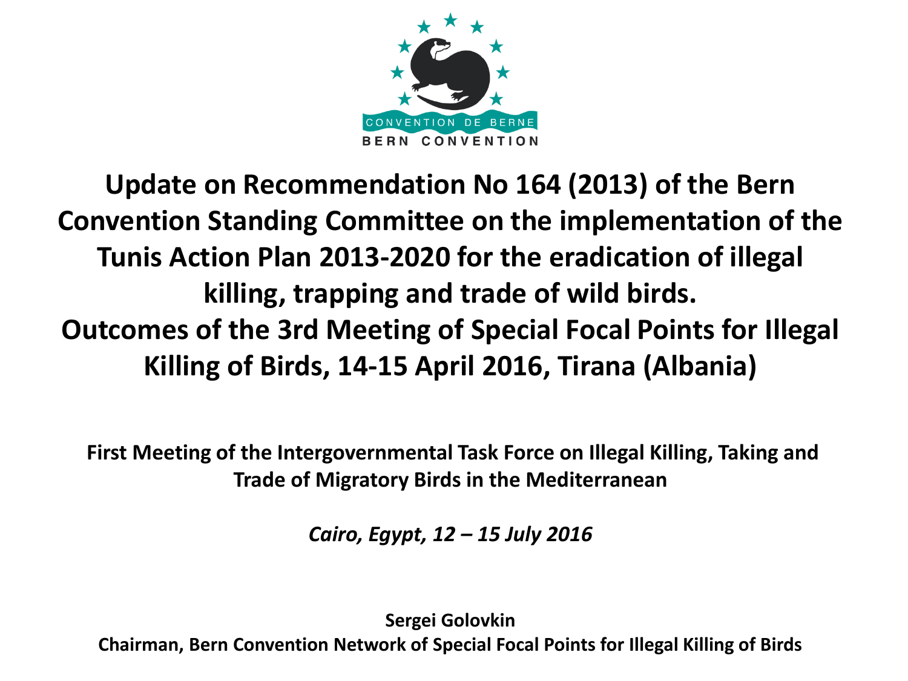CONVENTION DE BERNE

BERN CONVENTION

# Update on Recommendation No 164 (2013) of the Bern Convention Standing Committee on the implementation of the Tunis Action Plan 2013-2020 for the eradication of illegal killing, trapping and trade of wild birds. Outcomes of the 3rd Meeting of Special Focal Points for Illegal Killing of Birds, 14-15 April 2016, Tirana (Albania)

**First Meeting of the Intergovernmental Task Force on Illegal Killing, Taking and Trade of Migratory Birds in the Mediterranean**

***Cairo, Egypt, 12 – 15 July 2016***

**Sergei Golovkin**

**Chairman, Bern Convention Network of Special Focal Points for Illegal Killing of Birds**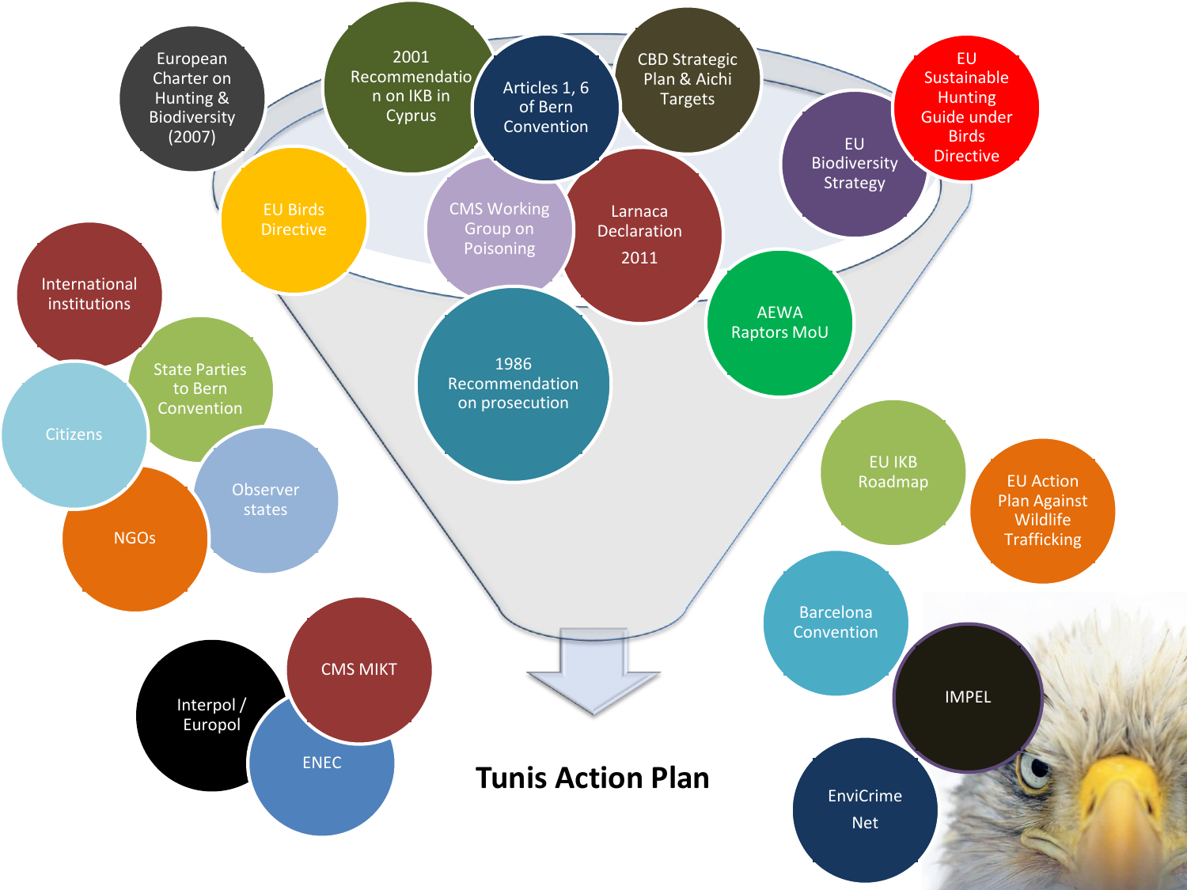European Charter on Hunting & Biodiversity (2007)

2001 Recommendation on IKB in Cyprus

Articles 1, 6 of Bern Convention

CBD Strategic Plan & Aichi Targets

EU Sustainable Hunting Guide under Birds Directive

EU Biodiversity Strategy

EU Birds Directive

CMS Working Group on Poisoning

Larnaca Declaration 2011

AEWA Raptors MoU

1986 Recommendation on prosecution

International institutions

State Parties to Bern Convention

Citizens

Observer states

NGOs

EU IKB Roadmap

EU Action Plan Against Wildlife Trafficking

Barcelona Convention

IMPEL

EnviCrime Net

Interpol / Europol

CMS MIKT

ENEC

**Tunis Action Plan**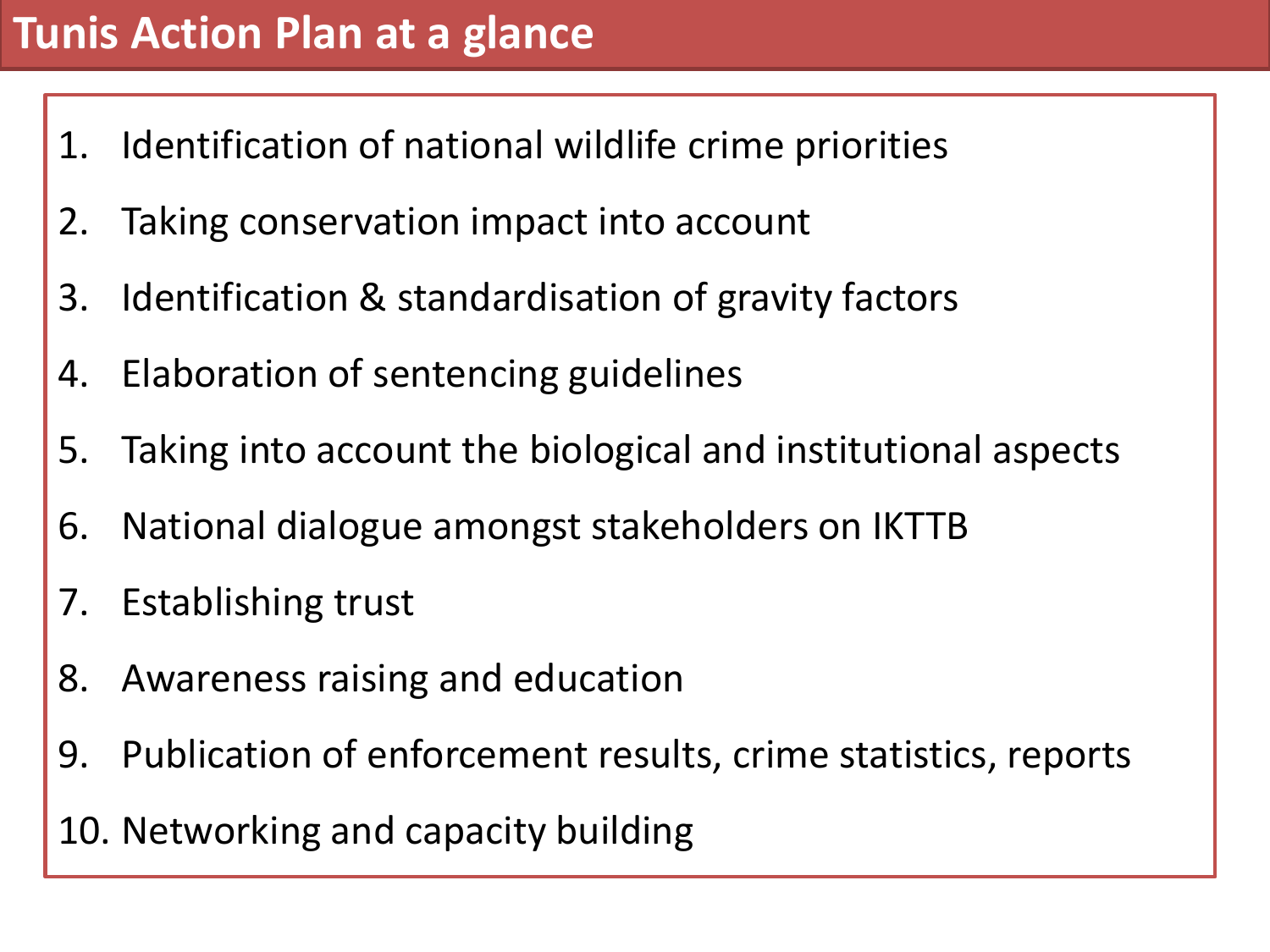# Tunis Action Plan at a glance

1. Identification of national wildlife crime priorities
2. Taking conservation impact into account
3. Identification & standardisation of gravity factors
4. Elaboration of sentencing guidelines
5. Taking into account the biological and institutional aspects
6. National dialogue amongst stakeholders on IKTTB
7. Establishing trust
8. Awareness raising and education
9. Publication of enforcement results, crime statistics, reports
10. Networking and capacity building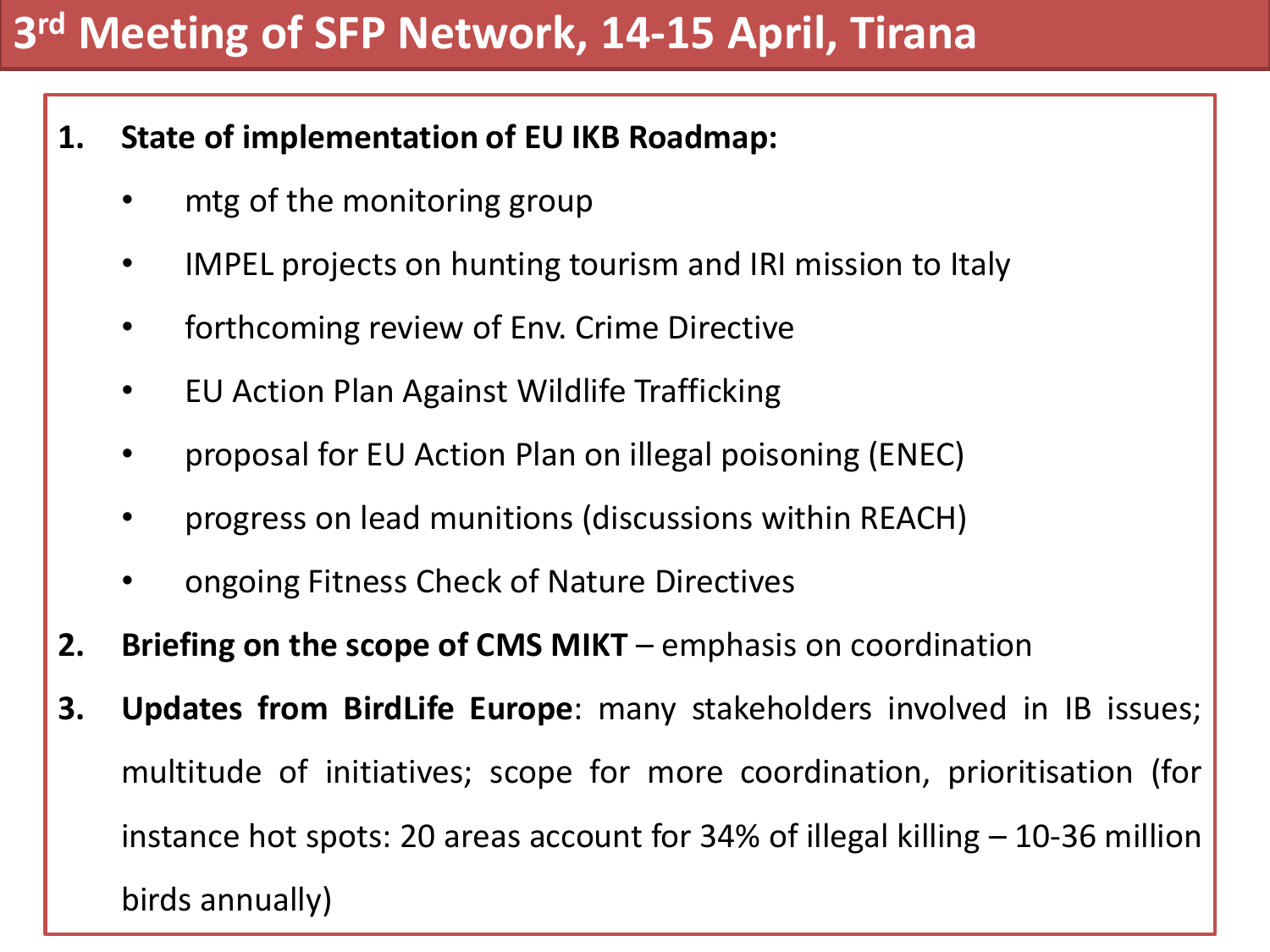# 3rd Meeting of SFP Network, 14-15 April, Tirana

1. **State of implementation of EU IKB Roadmap:**
   - mtg of the monitoring group
   - IMPEL projects on hunting tourism and IRI mission to Italy
   - forthcoming review of Env. Crime Directive
   - EU Action Plan Against Wildlife Trafficking
   - proposal for EU Action Plan on illegal poisoning (ENEC)
   - progress on lead munitions (discussions within REACH)
   - ongoing Fitness Check of Nature Directives
2. **Briefing on the scope of CMS MIKT** – emphasis on coordination
3. **Updates from BirdLife Europe**: many stakeholders involved in IB issues; multitude of initiatives; scope for more coordination, prioritisation (for instance hot spots: 20 areas account for 34% of illegal killing – 10-36 million birds annually)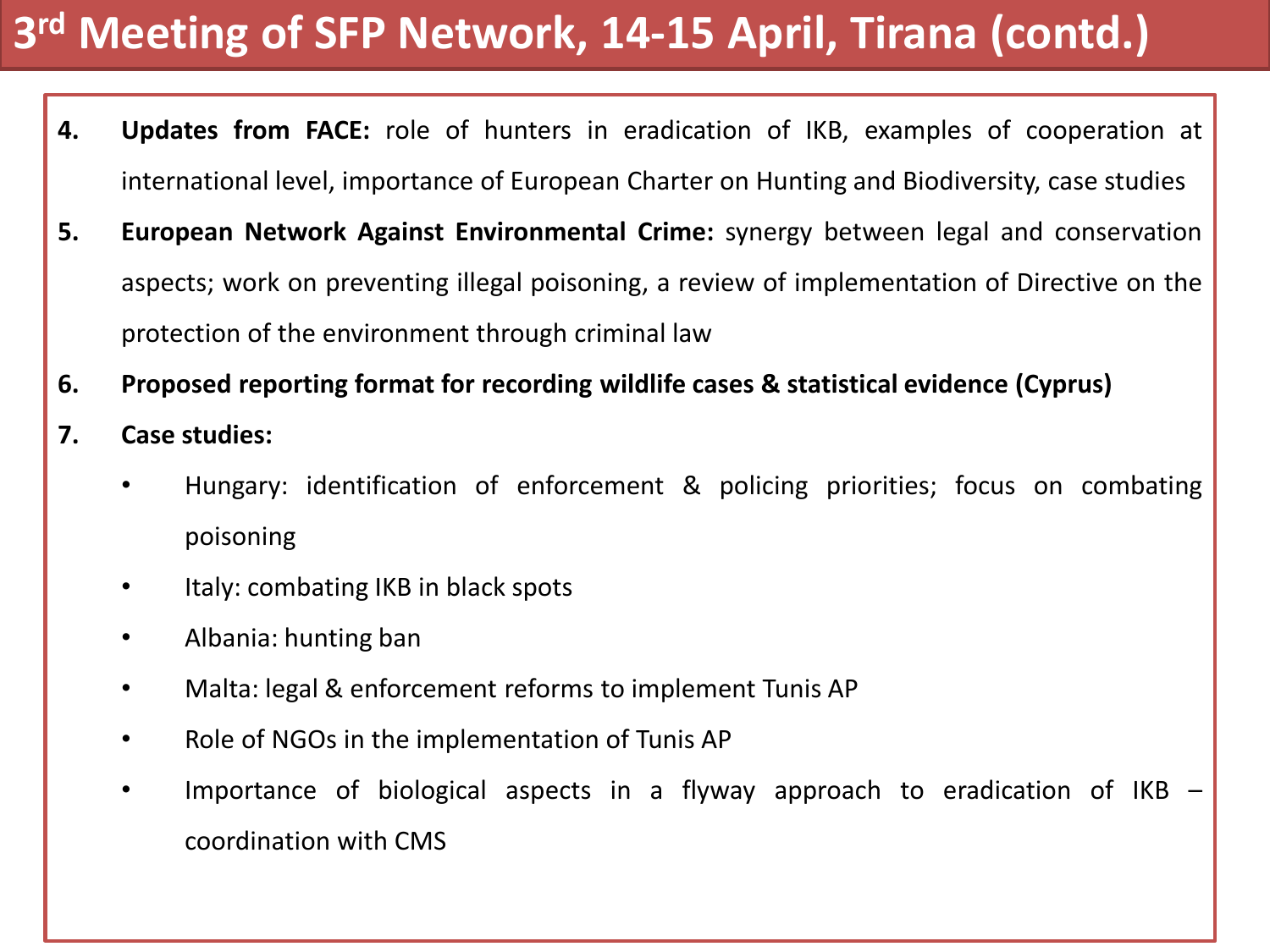# 3rd Meeting of SFP Network, 14-15 April, Tirana (contd.)

4. **Updates from FACE:** role of hunters in eradication of IKB, examples of cooperation at international level, importance of European Charter on Hunting and Biodiversity, case studies
5. **European Network Against Environmental Crime:** synergy between legal and conservation aspects; work on preventing illegal poisoning, a review of implementation of Directive on the protection of the environment through criminal law
6. **Proposed reporting format for recording wildlife cases & statistical evidence (Cyprus)**
7. **Case studies:**
   - Hungary: identification of enforcement & policing priorities; focus on combating poisoning
   - Italy: combating IKB in black spots
   - Albania: hunting ban
   - Malta: legal & enforcement reforms to implement Tunis AP
   - Role of NGOs in the implementation of Tunis AP
   - Importance of biological aspects in a flyway approach to eradication of IKB – coordination with CMS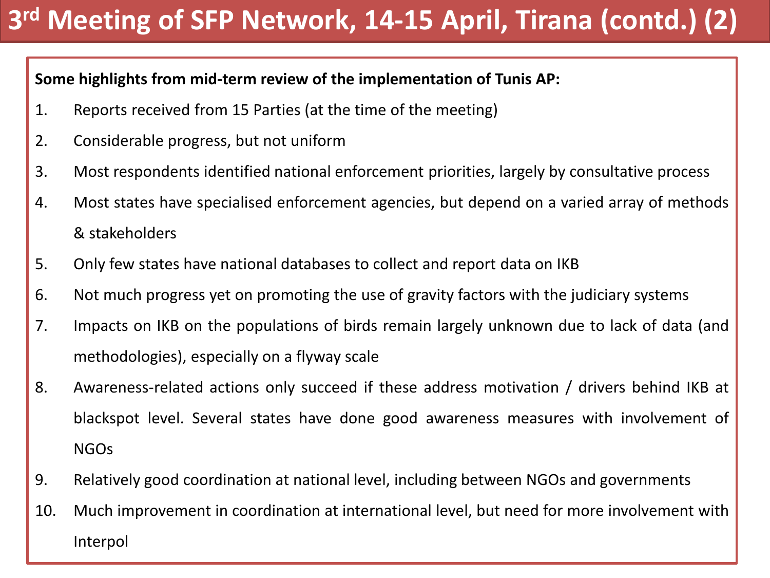# 3rd Meeting of SFP Network, 14-15 April, Tirana (contd.) (2)

**Some highlights from mid-term review of the implementation of Tunis AP:**

1. Reports received from 15 Parties (at the time of the meeting)
2. Considerable progress, but not uniform
3. Most respondents identified national enforcement priorities, largely by consultative process
4. Most states have specialised enforcement agencies, but depend on a varied array of methods & stakeholders
5. Only few states have national databases to collect and report data on IKB
6. Not much progress yet on promoting the use of gravity factors with the judiciary systems
7. Impacts on IKB on the populations of birds remain largely unknown due to lack of data (and methodologies), especially on a flyway scale
8. Awareness-related actions only succeed if these address motivation / drivers behind IKB at blackspot level. Several states have done good awareness measures with involvement of NGOs
9. Relatively good coordination at national level, including between NGOs and governments
10. Much improvement in coordination at international level, but need for more involvement with Interpol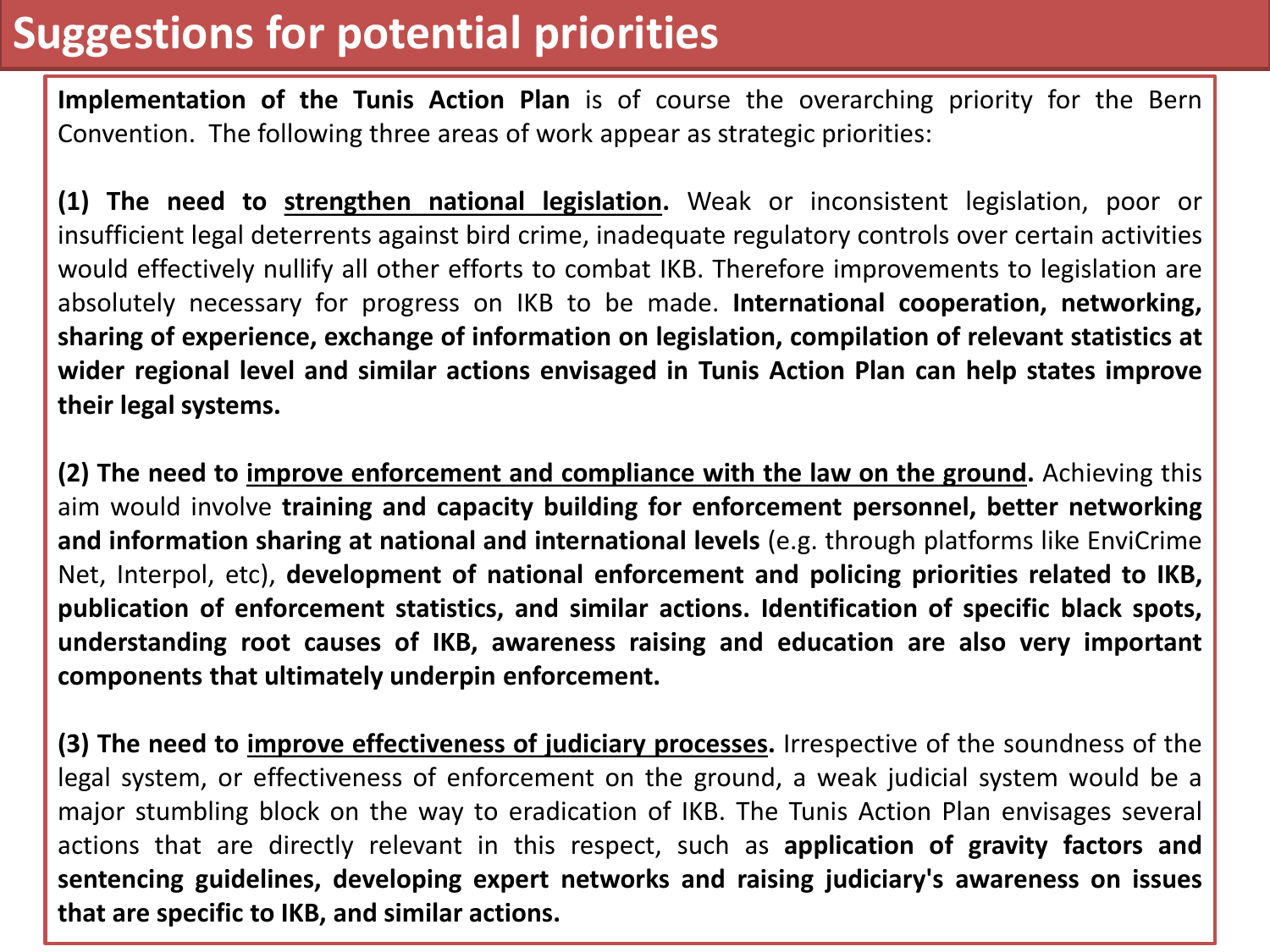# Suggestions for potential priorities

**Implementation of the Tunis Action Plan** is of course the overarching priority for the Bern Convention. The following three areas of work appear as strategic priorities:

**(1) The need to <u>strengthen national legislation</u>.** Weak or inconsistent legislation, poor or insufficient legal deterrents against bird crime, inadequate regulatory controls over certain activities would effectively nullify all other efforts to combat IKB. Therefore improvements to legislation are absolutely necessary for progress on IKB to be made. **International cooperation, networking, sharing of experience, exchange of information on legislation, compilation of relevant statistics at wider regional level and similar actions envisaged in Tunis Action Plan can help states improve their legal systems.**

**(2) The need to <u>improve enforcement and compliance with the law on the ground</u>.** Achieving this aim would involve **training and capacity building for enforcement personnel, better networking and information sharing at national and international levels** (e.g. through platforms like EnviCrime Net, Interpol, etc), **development of national enforcement and policing priorities related to IKB, publication of enforcement statistics, and similar actions. Identification of specific black spots, understanding root causes of IKB, awareness raising and education are also very important components that ultimately underpin enforcement.**

**(3) The need to <u>improve effectiveness of judiciary processes</u>.** Irrespective of the soundness of the legal system, or effectiveness of enforcement on the ground, a weak judicial system would be a major stumbling block on the way to eradication of IKB. The Tunis Action Plan envisages several actions that are directly relevant in this respect, such as **application of gravity factors and sentencing guidelines, developing expert networks and raising judiciary's awareness on issues that are specific to IKB, and similar actions.**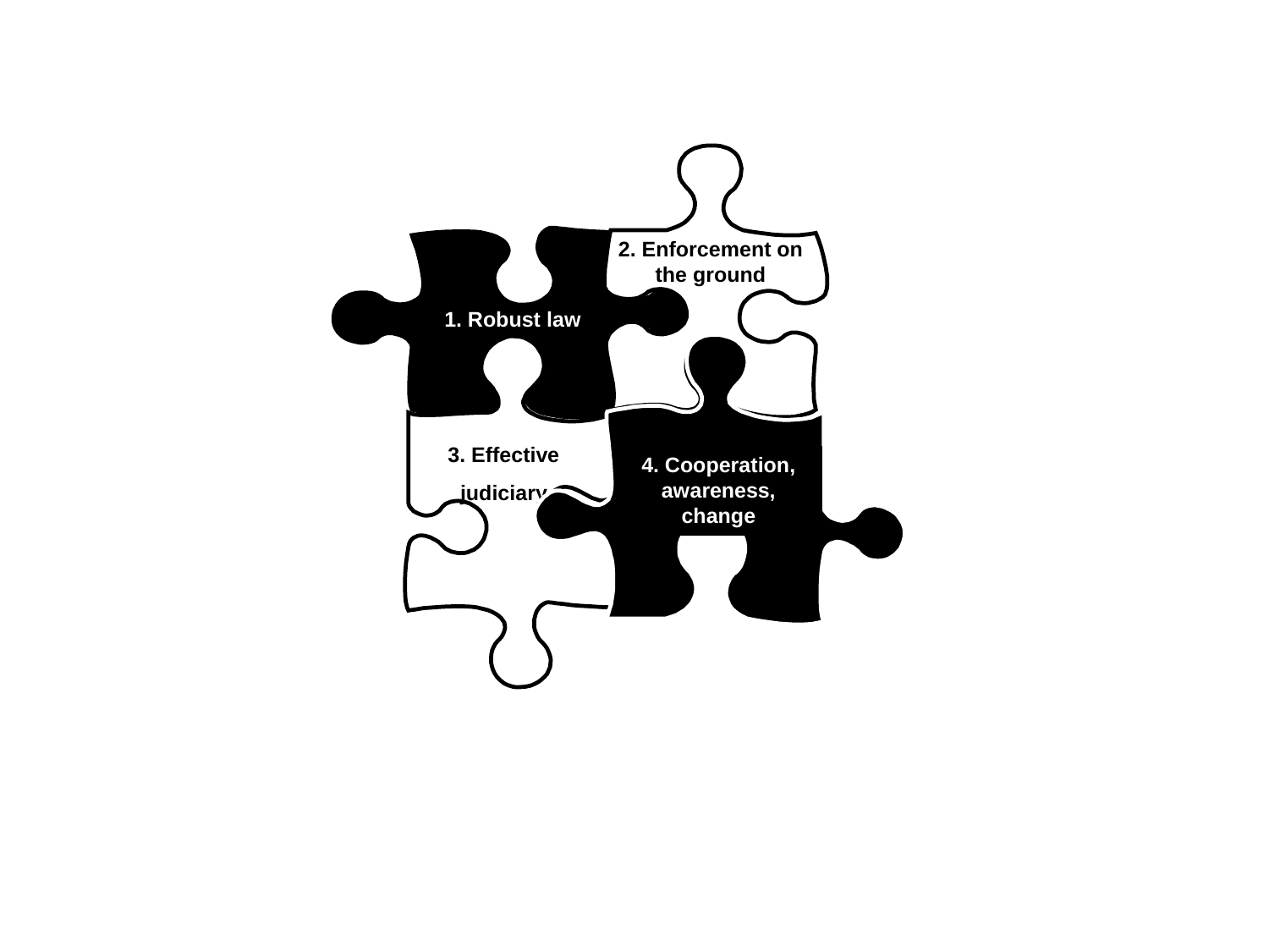1. Robust law

2. Enforcement on the ground

3. Effective judiciary

4. Cooperation, awareness, change